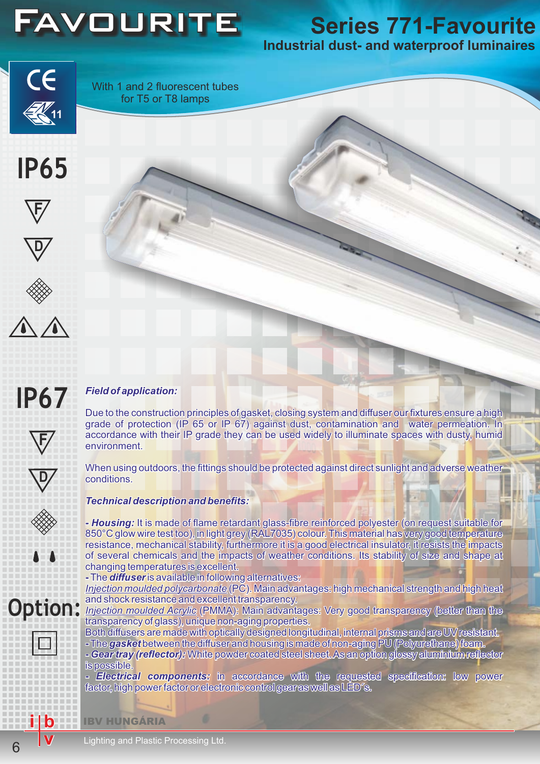# FAVOURITE

## Series 771-Favourite

### Industrial dust- and waterproof luminaires

With 1 and 2 fluorescent tubes for T5 or T8 lamps

IP65

IP67

Option:

***Field of application:***

Due to the construction principles of gasket, closing system and diffuser our fixtures ensure a high grade of protection (IP 65 or IP 67) against dust, contamination and water permeation. In accordance with their IP grade they can be used widely to illuminate spaces with dusty, humid environment.

When using outdoors, the fittings should be protected against direct sunlight and adverse weather conditions.

***Technical description and benefits:***

- ***Housing:*** It is made of flame retardant glass-fibre reinforced polyester (on request suitable for 850°C glow wire test too), in light grey (RAL7035) colour. This material has very good temperature resistance, mechanical stability, furthermore it is a good electrical insulator, it resists the impacts of several chemicals and the impacts of weather conditions. Its stability of size and shape at changing temperatures is excellent.
- The ***diffuser*** is available in following alternatives:
  <u>Injection moulded polycarbonate</u> (PC). Main advantages: high mechanical strength and high heat and shock resistance and excellent transparency.
  <u>Injection moulded Acrylic</u> (PMMA): Main advantages: Very good transparency (better than the transparency of glass), unique non-aging properties.
  Both diffusers are made with optically designed longitudinal, internal prisms and are UV resistant.
- The ***gasket*** between the diffuser and housing is made of non-aging PU (Polyurethane) foam.
- ***Gear tray (reflector):*** White powder coated steel sheet. As an option glossy aluminium reflector is possible.
- ***Electrical components:*** in accordance with the requested specification: low power factor, high power factor or electronic control gear as well as LED´s.

IBV HUNGÁRIA
Lighting and Plastic Processing Ltd.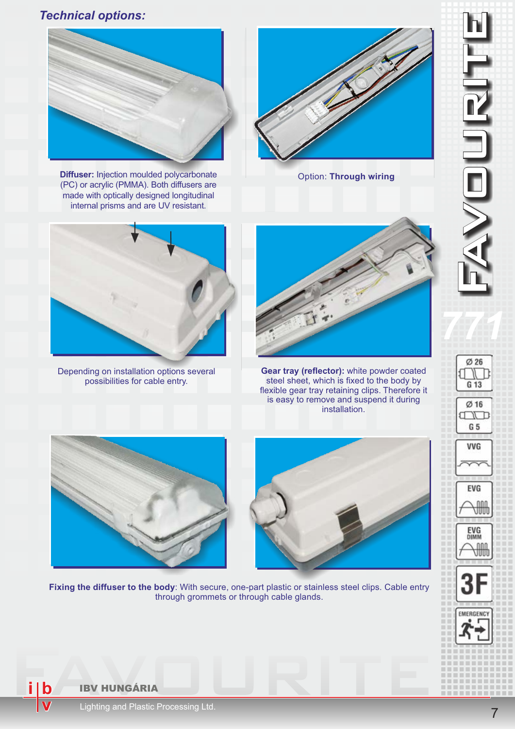## *Technical options:*

**Diffuser:** Injection moulded polycarbonate (PC) or acrylic (PMMA). Both diffusers are made with optically designed longitudinal internal prisms and are UV resistant.

Option: **Through wiring**

Depending on installation options several possibilities for cable entry.

**Gear tray (reflector):** white powder coated steel sheet, which is fixed to the body by flexible gear tray retaining clips. Therefore it is easy to remove and suspend it during installation.

**Fixing the diffuser to the body**: With secure, one-part plastic or stainless steel clips. Cable entry through grommets or through cable glands.

FAVOURITE 771

Ø 26 G 13

Ø 16 G 5

VVG

EVG

EVG DIMM

3F

EMERGENCY

IBV HUNGÁRIA

Lighting and Plastic Processing Ltd.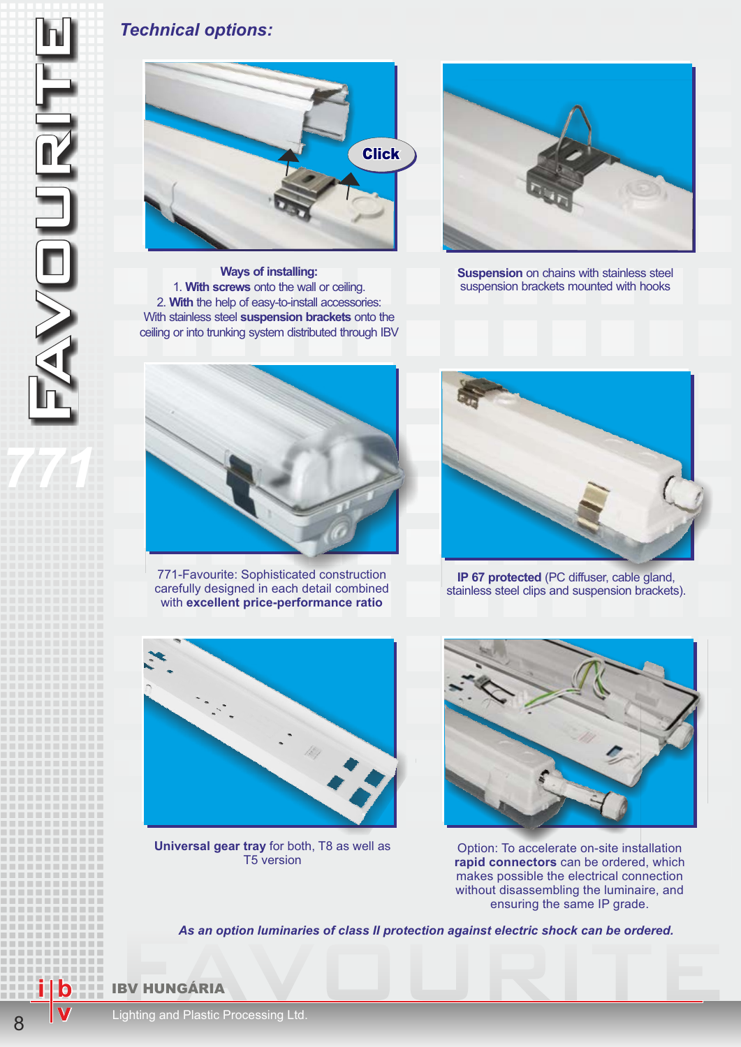## *Technical options:*

**Ways of installing:**
1. **With screws** onto the wall or ceiling.
2. **With** the help of easy-to-install accessories: With stainless steel **suspension brackets** onto the ceiling or into trunking system distributed through IBV

**Suspension** on chains with stainless steel suspension brackets mounted with hooks

771-Favourite: Sophisticated construction carefully designed in each detail combined with **excellent price-performance ratio**

**IP 67 protected** (PC diffuser, cable gland, stainless steel clips and suspension brackets).

**Universal gear tray** for both, T8 as well as T5 version

Option: To accelerate on-site installation **rapid connectors** can be ordered, which makes possible the electrical connection without disassembling the luminaire, and ensuring the same IP grade.

***As an option luminaires of class II protection against electric shock can be ordered.***

**IBV HUNGÁRIA**

Lighting and Plastic Processing Ltd.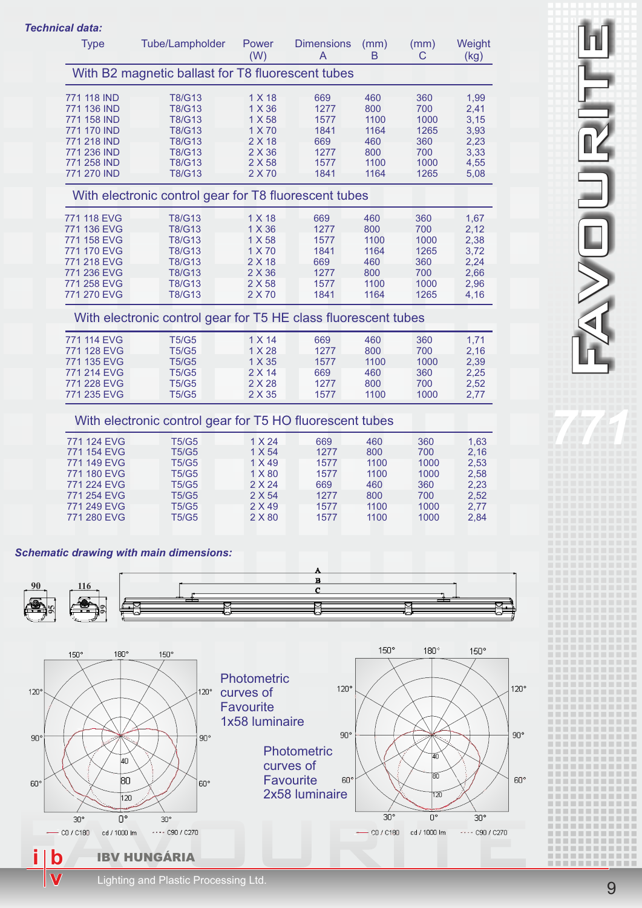***Technical data:***

| Type | Tube/Lampholder | Power (W) | Dimensions A | (mm) B | (mm) C | Weight (kg) |
|---|---|---|---|---|---|---|
| **With B2 magnetic ballast for T8 fluorescent tubes** | | | | | | |
| 771 118 IND | T8/G13 | 1 X 18 | 669 | 460 | 360 | 1,99 |
| 771 136 IND | T8/G13 | 1 X 36 | 1277 | 800 | 700 | 2,41 |
| 771 158 IND | T8/G13 | 1 X 58 | 1577 | 1100 | 1000 | 3,15 |
| 771 170 IND | T8/G13 | 1 X 70 | 1841 | 1164 | 1265 | 3,93 |
| 771 218 IND | T8/G13 | 2 X 18 | 669 | 460 | 360 | 2,23 |
| 771 236 IND | T8/G13 | 2 X 36 | 1277 | 800 | 700 | 3,33 |
| 771 258 IND | T8/G13 | 2 X 58 | 1577 | 1100 | 1000 | 4,55 |
| 771 270 IND | T8/G13 | 2 X 70 | 1841 | 1164 | 1265 | 5,08 |
| **With electronic control gear for T8 fluorescent tubes** | | | | | | |
| 771 118 EVG | T8/G13 | 1 X 18 | 669 | 460 | 360 | 1,67 |
| 771 136 EVG | T8/G13 | 1 X 36 | 1277 | 800 | 700 | 2,12 |
| 771 158 EVG | T8/G13 | 1 X 58 | 1577 | 1100 | 1000 | 2,38 |
| 771 170 EVG | T8/G13 | 1 X 70 | 1841 | 1164 | 1265 | 3,72 |
| 771 218 EVG | T8/G13 | 2 X 18 | 669 | 460 | 360 | 2,24 |
| 771 236 EVG | T8/G13 | 2 X 36 | 1277 | 800 | 700 | 2,66 |
| 771 258 EVG | T8/G13 | 2 X 58 | 1577 | 1100 | 1000 | 2,96 |
| 771 270 EVG | T8/G13 | 2 X 70 | 1841 | 1164 | 1265 | 4,16 |
| **With electronic control gear for T5 HE class fluorescent tubes** | | | | | | |
| 771 114 EVG | T5/G5 | 1 X 14 | 669 | 460 | 360 | 1,71 |
| 771 128 EVG | T5/G5 | 1 X 28 | 1277 | 800 | 700 | 2,16 |
| 771 135 EVG | T5/G5 | 1 X 35 | 1577 | 1100 | 1000 | 2,39 |
| 771 214 EVG | T5/G5 | 2 X 14 | 669 | 460 | 360 | 2,25 |
| 771 228 EVG | T5/G5 | 2 X 28 | 1277 | 800 | 700 | 2,52 |
| 771 235 EVG | T5/G5 | 2 X 35 | 1577 | 1100 | 1000 | 2,77 |
| **With electronic control gear for T5 HO fluorescent tubes** | | | | | | |
| 771 124 EVG | T5/G5 | 1 X 24 | 669 | 460 | 360 | 1,63 |
| 771 154 EVG | T5/G5 | 1 X 54 | 1277 | 800 | 700 | 2,16 |
| 771 149 EVG | T5/G5 | 1 X 49 | 1577 | 1100 | 1000 | 2,53 |
| 771 180 EVG | T5/G5 | 1 X 80 | 1577 | 1100 | 1000 | 2,58 |
| 771 224 EVG | T5/G5 | 2 X 24 | 669 | 460 | 360 | 2,23 |
| 771 254 EVG | T5/G5 | 2 X 54 | 1277 | 800 | 700 | 2,52 |
| 771 249 EVG | T5/G5 | 2 X 49 | 1577 | 1100 | 1000 | 2,77 |
| 771 280 EVG | T5/G5 | 2 X 80 | 1577 | 1100 | 1000 | 2,84 |

***Schematic drawing with main dimensions:***

90
95
116
99
A
B
C

150° 180° 150°
120° 120°
90° 90°
40
80
120
60° 60°
30° 0° 30°
C0 / C180 cd / 1000 lm C90 / C270

Photometric curves of Favourite 1x58 luminaire

Photometric curves of Favourite 2x58 luminaire

150° 180° 150°
120° 120°
90° 90°
40
80
120
60° 60°
30° 0° 30°
C0 / C180 cd / 1000 lm C90 / C270

FAVOURITE 771

**IBV HUNGÁRIA**
Lighting and Plastic Processing Ltd.